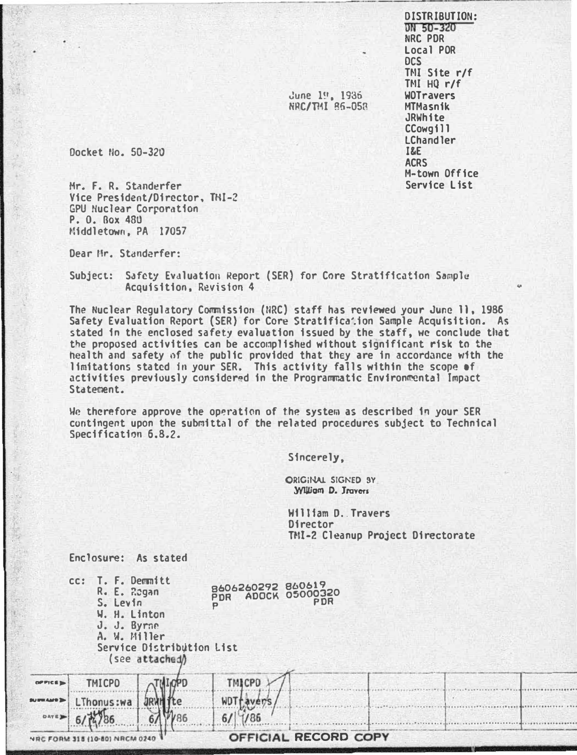DISTRIBUTION:
DN 50-320
NRC PDR
Local PDR
DCS
TMI Site r/f
TMI HQ r/f
WDTravers
MTMasnik
JRWhite
CCowgill
LChandler
I&E
ACRS
M-town Office
Service List

June 19, 1986
NRC/TMI 86-058

Docket No. 50-320

Mr. F. R. Standerfer
Vice President/Director, TMI-2
GPU Nuclear Corporation
P. O. Box 480
Middletown, PA 17057

Dear Mr. Standerfer:

Subject: Safety Evaluation Report (SER) for Core Stratification Sample Acquisition, Revision 4

The Nuclear Regulatory Commission (NRC) staff has reviewed your June 11, 1986 Safety Evaluation Report (SER) for Core Stratification Sample Acquisition. As stated in the enclosed safety evaluation issued by the staff, we conclude that the proposed activities can be accomplished without significant risk to the health and safety of the public provided that they are in accordance with the limitations stated in your SER. This activity falls within the scope of activities previously considered in the Programmatic Environmental Impact Statement.

We therefore approve the operation of the system as described in your SER contingent upon the submittal of the related procedures subject to Technical Specification 6.8.2.

Sincerely,

ORIGINAL SIGNED BY
William D. Travers

William D. Travers
Director
TMI-2 Cleanup Project Directorate

Enclosure: As stated

cc: T. F. Demmitt
R. E. Rogan
S. Levin
W. H. Linton
J. J. Byrne
A. W. Miller
Service Distribution List
(see attached)

8606260292 860619
PDR ADOCK 05000320
P PDR

| OFFICE | TMICPO | TMICPO | TMICPO |
|---|---|---|---|
| SURNAME | LThonus:wa | JRWhite | WDTravers |
| DATE | 6/ /86 | 6/ /86 | 6/ /86 |

NRC FORM 318 (10-80) NRCM 0240

OFFICIAL RECORD COPY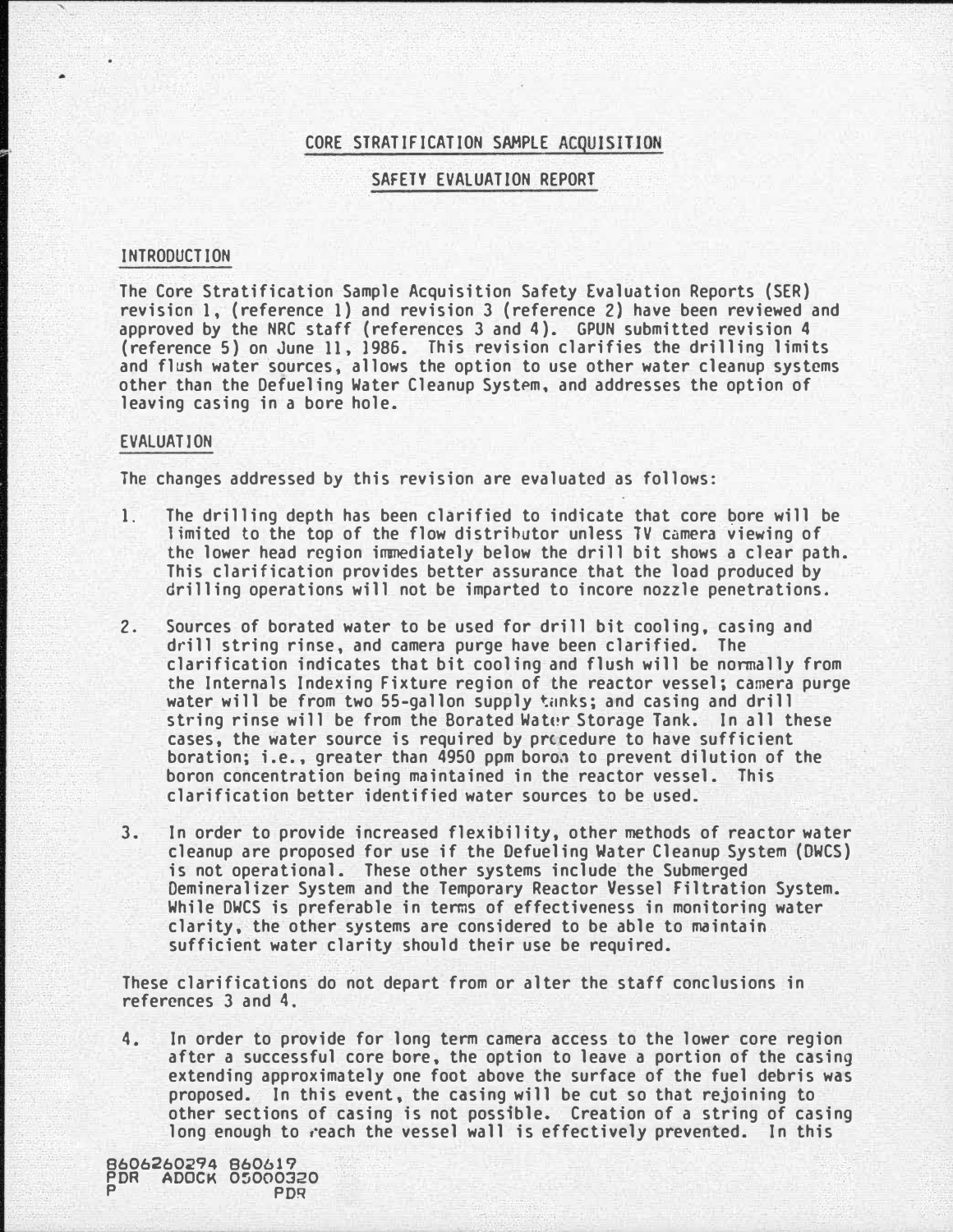# CORE STRATIFICATION SAMPLE ACQUISITION

## SAFETY EVALUATION REPORT

### INTRODUCTION

The Core Stratification Sample Acquisition Safety Evaluation Reports (SER) revision 1, (reference 1) and revision 3 (reference 2) have been reviewed and approved by the NRC staff (references 3 and 4). GPUN submitted revision 4 (reference 5) on June 11, 1986. This revision clarifies the drilling limits and flush water sources, allows the option to use other water cleanup systems other than the Defueling Water Cleanup System, and addresses the option of leaving casing in a bore hole.

### EVALUATION

The changes addressed by this revision are evaluated as follows:

1. The drilling depth has been clarified to indicate that core bore will be limited to the top of the flow distributor unless TV camera viewing of the lower head region immediately below the drill bit shows a clear path. This clarification provides better assurance that the load produced by drilling operations will not be imparted to incore nozzle penetrations.

2. Sources of borated water to be used for drill bit cooling, casing and drill string rinse, and camera purge have been clarified. The clarification indicates that bit cooling and flush will be normally from the Internals Indexing Fixture region of the reactor vessel; camera purge water will be from two 55-gallon supply tanks; and casing and drill string rinse will be from the Borated Water Storage Tank. In all these cases, the water source is required by procedure to have sufficient boration; i.e., greater than 4950 ppm boron to prevent dilution of the boron concentration being maintained in the reactor vessel. This clarification better identified water sources to be used.

3. In order to provide increased flexibility, other methods of reactor water cleanup are proposed for use if the Defueling Water Cleanup System (DWCS) is not operational. These other systems include the Submerged Demineralizer System and the Temporary Reactor Vessel Filtration System. While DWCS is preferable in terms of effectiveness in monitoring water clarity, the other systems are considered to be able to maintain sufficient water clarity should their use be required.

These clarifications do not depart from or alter the staff conclusions in references 3 and 4.

4. In order to provide for long term camera access to the lower core region after a successful core bore, the option to leave a portion of the casing extending approximately one foot above the surface of the fuel debris was proposed. In this event, the casing will be cut so that rejoining to other sections of casing is not possible. Creation of a string of casing long enough to reach the vessel wall is effectively prevented. In this

8606260294 860617
PDR ADOCK 05000320
P PDR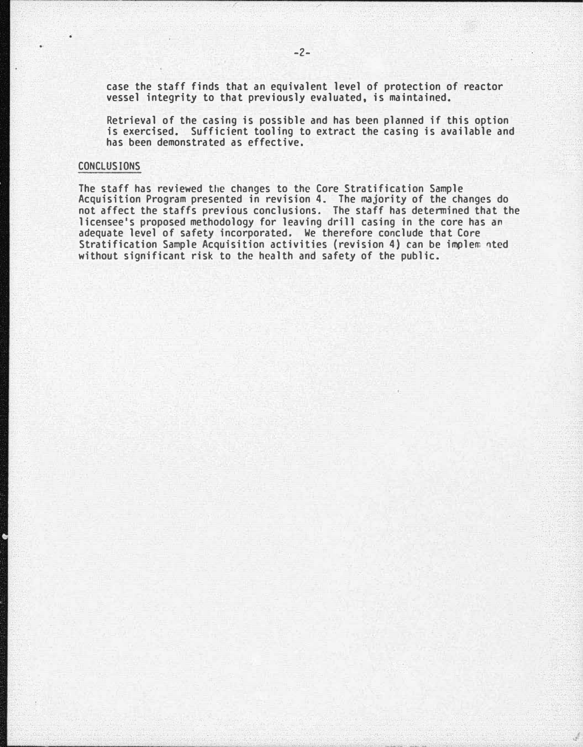case the staff finds that an equivalent level of protection of reactor vessel integrity to that previously evaluated, is maintained.

Retrieval of the casing is possible and has been planned if this option is exercised. Sufficient tooling to extract the casing is available and has been demonstrated as effective.

## CONCLUSIONS

The staff has reviewed the changes to the Core Stratification Sample Acquisition Program presented in revision 4. The majority of the changes do not affect the staffs previous conclusions. The staff has determined that the licensee's proposed methodology for leaving drill casing in the core has an adequate level of safety incorporated. We therefore conclude that Core Stratification Sample Acquisition activities (revision 4) can be implemented without significant risk to the health and safety of the public.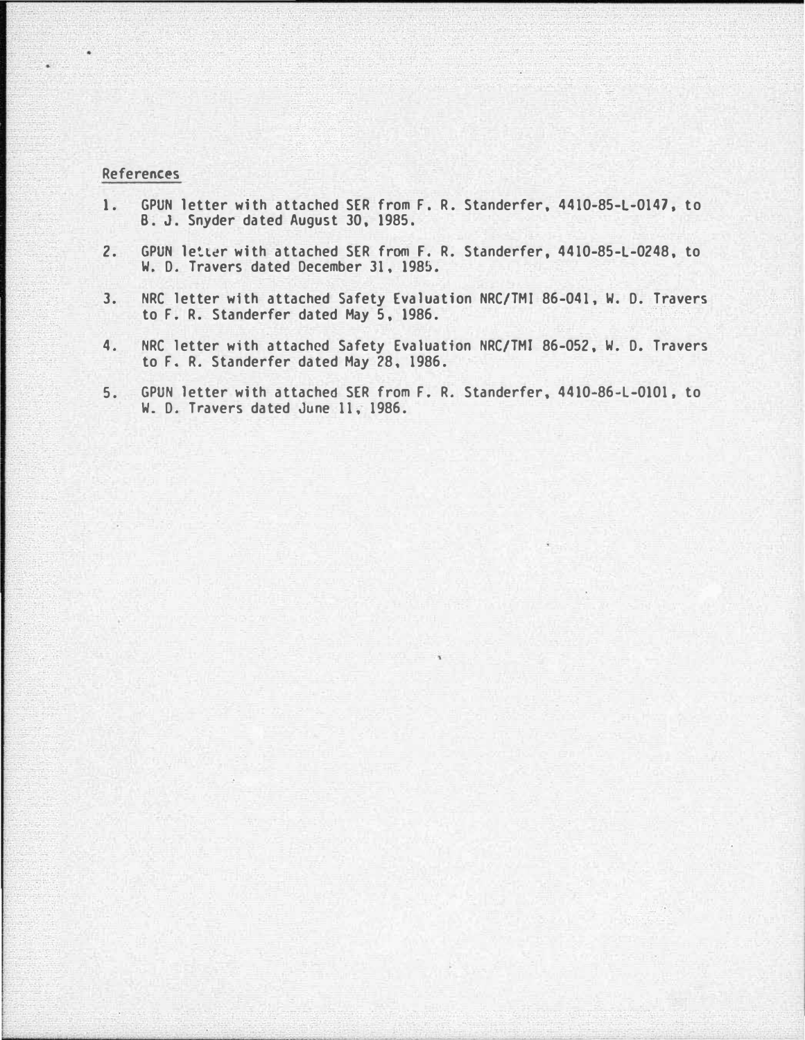## References

1. GPUN letter with attached SER from F. R. Standerfer, 4410-85-L-0147, to B. J. Snyder dated August 30, 1985.

2. GPUN letter with attached SER from F. R. Standerfer, 4410-85-L-0248, to W. D. Travers dated December 31, 1985.

3. NRC letter with attached Safety Evaluation NRC/TMI 86-041, W. D. Travers to F. R. Standerfer dated May 5, 1986.

4. NRC letter with attached Safety Evaluation NRC/TMI 86-052, W. D. Travers to F. R. Standerfer dated May 28, 1986.

5. GPUN letter with attached SER from F. R. Standerfer, 4410-86-L-0101, to W. D. Travers dated June 11, 1986.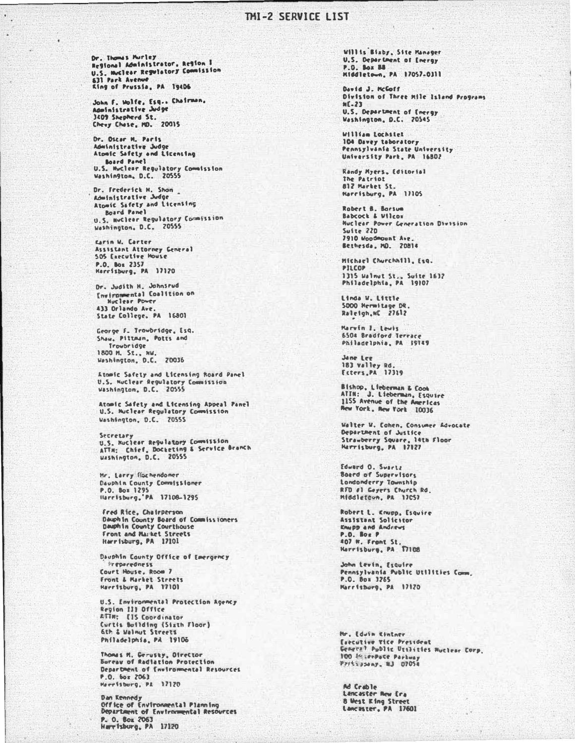# TMI-2 SERVICE LIST

Dr. Thomas Murley
Regional Administrator, Region I
U.S. Nuclear Regulatory Commission
631 Park Avenue
King of Prussia, PA 19406

John F. Wolfe, Esq., Chairman,
Administrative Judge
3409 Shepherd St.
Chevy Chase, MD. 20015

Dr. Oscar H. Paris
Administrative Judge
Atomic Safety and Licensing
Board Panel
U.S. Nuclear Regulatory Commission
Washington, D.C. 20555

Dr. Frederick H. Shon
Administrative Judge
Atomic Safety and Licensing
Board Panel
U.S. Nuclear Regulatory Commission
Washington, D.C. 20555

Karin W. Carter
Assistant Attorney General
505 Executive House
P.O. Box 2357
Harrisburg, PA 17120

Dr. Judith H. Johnsrud
Environmental Coalition on
Nuclear Power
433 Orlando Ave.
State College, PA 16801

George F. Trowbridge, Esq.
Shaw, Pittman, Potts and
Trowbridge
1800 M. St., NW.
Washington, D.C. 20036

Atomic Safety and Licensing Board Panel
U.S. Nuclear Regulatory Commission
Washington, D.C. 20555

Atomic Safety and Licensing Appeal Panel
U.S. Nuclear Regulatory Commission
Washington, D.C. 20555

Secretary
U.S. Nuclear Regulatory Commission
ATTN: Chief, Docketing & Service Branch
Washington, D.C. 20555

Mr. Larry Hochendoner
Dauphin County Commissioner
P.O. Box 1295
Harrisburg, PA 17108-1295

Fred Rice, Chairperson
Dauphin County Board of Commissioners
Dauphin County Courthouse
Front and Market Streets
Harrisburg, PA 17101

Dauphin County Office of Emergency
Preparedness
Court House, Room 7
Front & Market Streets
Harrisburg, PA 17101

U.S. Environmental Protection Agency
Region III Office
ATTN: EIS Coordinator
Curtis Building (Sixth Floor)
6th & Walnut Streets
Philadelphia, PA 19106

Thomas M. Gerusky, Director
Bureau of Radiation Protection
Department of Environmental Resources
P.O. Box 2063
Harrisburg, PA 17120

Dan Kennedy
Office of Environmental Planning
Department of Environmental Resources
P. O. Box 2063
Harrisburg, PA 17120

Willis Bixby, Site Manager
U.S. Department of Energy
P.O. Box 88
Middletown, PA 17057-0311

David J. McGoff
Division of Three Mile Island Programs
NE-23
U.S. Department of Energy
Washington, D.C. 20545

William Lochstet
104 Davey Laboratory
Pennsylvania State University
University Park, PA 16802

Randy Myers, Editorial
The Patriot
812 Market St.
Harrisburg, PA 17105

Robert B. Borsum
Babcock & Wilcox
Nuclear Power Generation Division
Suite 220
7910 Woodmount Ave.
Bethesda, MD. 20814

Michael Churchhill, Esq.
PILCOP
1315 Walnut St., Suite 1632
Philadelphia, PA 19107

Linda W. Little
5000 Hermitage DR.
Raleigh, NC 27612

Marvin I. Lewis
6504 Bradford Terrace
Philadelphia, PA 19149

Jane Lee
183 Valley Rd.
Etters, PA 17319

Bishop, Lieberman & Cook
ATTN: J. Lieberman, Esquire
1155 Avenue of the Americas
New York, New York 10036

Walter W. Cohen, Consumer Advocate
Department of Justice
Strawberry Square, 14th Floor
Harrisburg, PA 17127

Edward O. Swartz
Board of Supervisors
Londonderry Township
RFD #1 Geyers Church Rd.
Middletown, PA 17057

Robert L. Knupp, Esquire
Assistant Solicitor
Knupp and Andrews
P.O. Box P
407 N. Front St.
Harrisburg, PA 17108

John Levin, Esquire
Pennsylvania Public Utilities Comm.
P.O. Box 3265
Harrisburg, PA 17120

Mr. Edwin Kintner
Executive Vice President
General Public Utilities Nuclear Corp.
100 InterPace Parkway
Parsippany, NJ 07054

Ad Crable
Lancaster New Era
8 West King Street
Lancaster, PA 17601